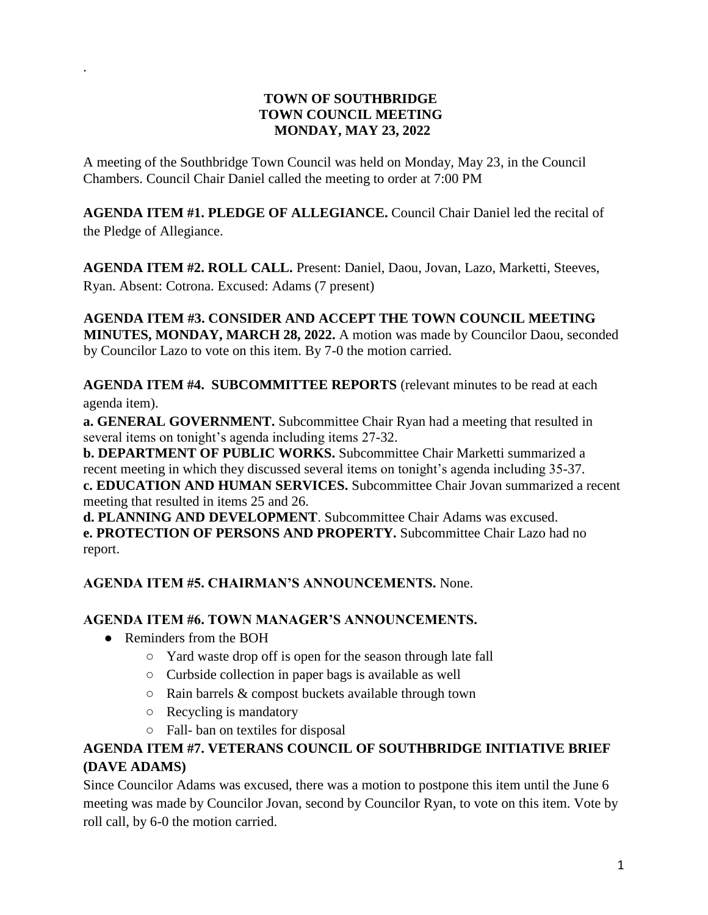.

# TOWN OF SOUTHBRIDGE
## TOWN COUNCIL MEETING
## MONDAY, MAY 23, 2022

A meeting of the Southbridge Town Council was held on Monday, May 23, in the Council Chambers. Council Chair Daniel called the meeting to order at 7:00 PM

**AGENDA ITEM #1. PLEDGE OF ALLEGIANCE.** Council Chair Daniel led the recital of the Pledge of Allegiance.

**AGENDA ITEM #2. ROLL CALL.** Present: Daniel, Daou, Jovan, Lazo, Marketti, Steeves, Ryan. Absent: Cotrona. Excused: Adams (7 present)

**AGENDA ITEM #3. CONSIDER AND ACCEPT THE TOWN COUNCIL MEETING MINUTES, MONDAY, MARCH 28, 2022.** A motion was made by Councilor Daou, seconded by Councilor Lazo to vote on this item. By 7-0 the motion carried.

**AGENDA ITEM #4. SUBCOMMITTEE REPORTS** (relevant minutes to be read at each agenda item).

**a. GENERAL GOVERNMENT.** Subcommittee Chair Ryan had a meeting that resulted in several items on tonight's agenda including items 27-32.

**b. DEPARTMENT OF PUBLIC WORKS.** Subcommittee Chair Marketti summarized a recent meeting in which they discussed several items on tonight's agenda including 35-37.

**c. EDUCATION AND HUMAN SERVICES.** Subcommittee Chair Jovan summarized a recent meeting that resulted in items 25 and 26.

**d. PLANNING AND DEVELOPMENT**. Subcommittee Chair Adams was excused.

**e. PROTECTION OF PERSONS AND PROPERTY.** Subcommittee Chair Lazo had no report.

**AGENDA ITEM #5. CHAIRMAN'S ANNOUNCEMENTS.** None.

**AGENDA ITEM #6. TOWN MANAGER'S ANNOUNCEMENTS.**

- Reminders from the BOH
  - Yard waste drop off is open for the season through late fall
  - Curbside collection in paper bags is available as well
  - Rain barrels & compost buckets available through town
  - Recycling is mandatory
  - Fall- ban on textiles for disposal

**AGENDA ITEM #7. VETERANS COUNCIL OF SOUTHBRIDGE INITIATIVE BRIEF (DAVE ADAMS)**

Since Councilor Adams was excused, there was a motion to postpone this item until the June 6 meeting was made by Councilor Jovan, second by Councilor Ryan, to vote on this item. Vote by roll call, by 6-0 the motion carried.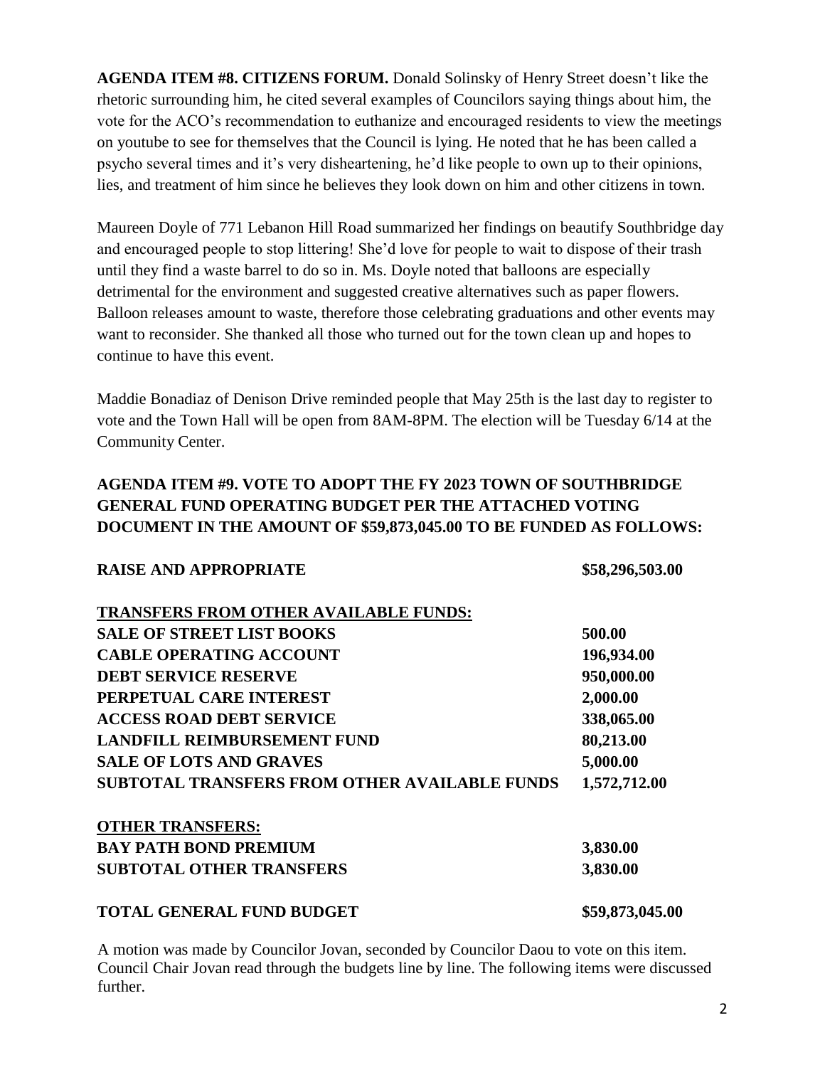**AGENDA ITEM #8. CITIZENS FORUM.** Donald Solinsky of Henry Street doesn't like the rhetoric surrounding him, he cited several examples of Councilors saying things about him, the vote for the ACO's recommendation to euthanize and encouraged residents to view the meetings on youtube to see for themselves that the Council is lying. He noted that he has been called a psycho several times and it's very disheartening, he'd like people to own up to their opinions, lies, and treatment of him since he believes they look down on him and other citizens in town.

Maureen Doyle of 771 Lebanon Hill Road summarized her findings on beautify Southbridge day and encouraged people to stop littering! She'd love for people to wait to dispose of their trash until they find a waste barrel to do so in. Ms. Doyle noted that balloons are especially detrimental for the environment and suggested creative alternatives such as paper flowers. Balloon releases amount to waste, therefore those celebrating graduations and other events may want to reconsider. She thanked all those who turned out for the town clean up and hopes to continue to have this event.

Maddie Bonadiaz of Denison Drive reminded people that May 25th is the last day to register to vote and the Town Hall will be open from 8AM-8PM. The election will be Tuesday 6/14 at the Community Center.

**AGENDA ITEM #9. VOTE TO ADOPT THE FY 2023 TOWN OF SOUTHBRIDGE GENERAL FUND OPERATING BUDGET PER THE ATTACHED VOTING DOCUMENT IN THE AMOUNT OF $59,873,045.00 TO BE FUNDED AS FOLLOWS:**

| | |
|---|---|
| **RAISE AND APPROPRIATE** | **$58,296,503.00** |
| **TRANSFERS FROM OTHER AVAILABLE FUNDS:** | |
| **SALE OF STREET LIST BOOKS** | **500.00** |
| **CABLE OPERATING ACCOUNT** | **196,934.00** |
| **DEBT SERVICE RESERVE** | **950,000.00** |
| **PERPETUAL CARE INTEREST** | **2,000.00** |
| **ACCESS ROAD DEBT SERVICE** | **338,065.00** |
| **LANDFILL REIMBURSEMENT FUND** | **80,213.00** |
| **SALE OF LOTS AND GRAVES** | **5,000.00** |
| **SUBTOTAL TRANSFERS FROM OTHER AVAILABLE FUNDS** | **1,572,712.00** |
| **OTHER TRANSFERS:** | |
| **BAY PATH BOND PREMIUM** | **3,830.00** |
| **SUBTOTAL OTHER TRANSFERS** | **3,830.00** |
| **TOTAL GENERAL FUND BUDGET** | **$59,873,045.00** |

A motion was made by Councilor Jovan, seconded by Councilor Daou to vote on this item. Council Chair Jovan read through the budgets line by line. The following items were discussed further.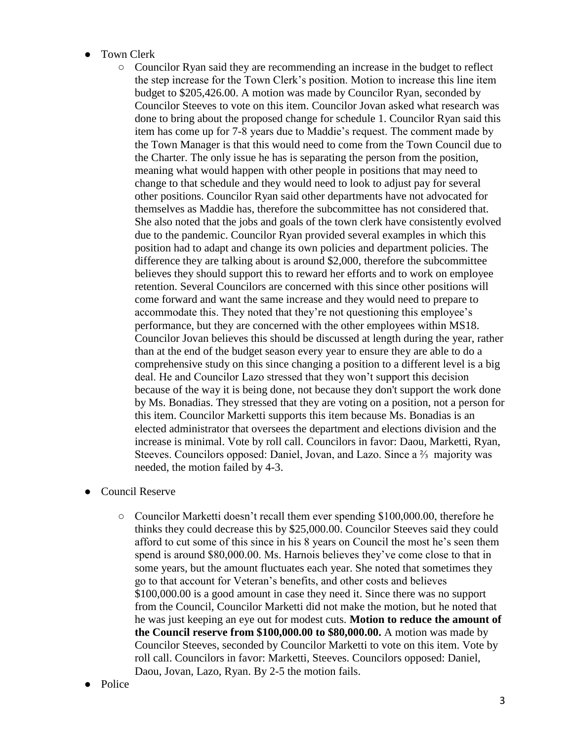- Town Clerk
  - Councilor Ryan said they are recommending an increase in the budget to reflect the step increase for the Town Clerk's position. Motion to increase this line item budget to $205,426.00. A motion was made by Councilor Ryan, seconded by Councilor Steeves to vote on this item. Councilor Jovan asked what research was done to bring about the proposed change for schedule 1. Councilor Ryan said this item has come up for 7-8 years due to Maddie's request. The comment made by the Town Manager is that this would need to come from the Town Council due to the Charter. The only issue he has is separating the person from the position, meaning what would happen with other people in positions that may need to change to that schedule and they would need to look to adjust pay for several other positions. Councilor Ryan said other departments have not advocated for themselves as Maddie has, therefore the subcommittee has not considered that. She also noted that the jobs and goals of the town clerk have consistently evolved due to the pandemic. Councilor Ryan provided several examples in which this position had to adapt and change its own policies and department policies. The difference they are talking about is around $2,000, therefore the subcommittee believes they should support this to reward her efforts and to work on employee retention. Several Councilors are concerned with this since other positions will come forward and want the same increase and they would need to prepare to accommodate this. They noted that they're not questioning this employee's performance, but they are concerned with the other employees within MS18. Councilor Jovan believes this should be discussed at length during the year, rather than at the end of the budget season every year to ensure they are able to do a comprehensive study on this since changing a position to a different level is a big deal. He and Councilor Lazo stressed that they won't support this decision because of the way it is being done, not because they don't support the work done by Ms. Bonadias. They stressed that they are voting on a position, not a person for this item. Councilor Marketti supports this item because Ms. Bonadias is an elected administrator that oversees the department and elections division and the increase is minimal. Vote by roll call. Councilors in favor: Daou, Marketti, Ryan, Steeves. Councilors opposed: Daniel, Jovan, and Lazo. Since a ⅔ majority was needed, the motion failed by 4-3.

- Council Reserve
  - Councilor Marketti doesn't recall them ever spending $100,000.00, therefore he thinks they could decrease this by $25,000.00. Councilor Steeves said they could afford to cut some of this since in his 8 years on Council the most he's seen them spend is around $80,000.00. Ms. Harnois believes they've come close to that in some years, but the amount fluctuates each year. She noted that sometimes they go to that account for Veteran's benefits, and other costs and believes $100,000.00 is a good amount in case they need it. Since there was no support from the Council, Councilor Marketti did not make the motion, but he noted that he was just keeping an eye out for modest cuts. **Motion to reduce the amount of the Council reserve from $100,000.00 to $80,000.00.** A motion was made by Councilor Steeves, seconded by Councilor Marketti to vote on this item. Vote by roll call. Councilors in favor: Marketti, Steeves. Councilors opposed: Daniel, Daou, Jovan, Lazo, Ryan. By 2-5 the motion fails.

- Police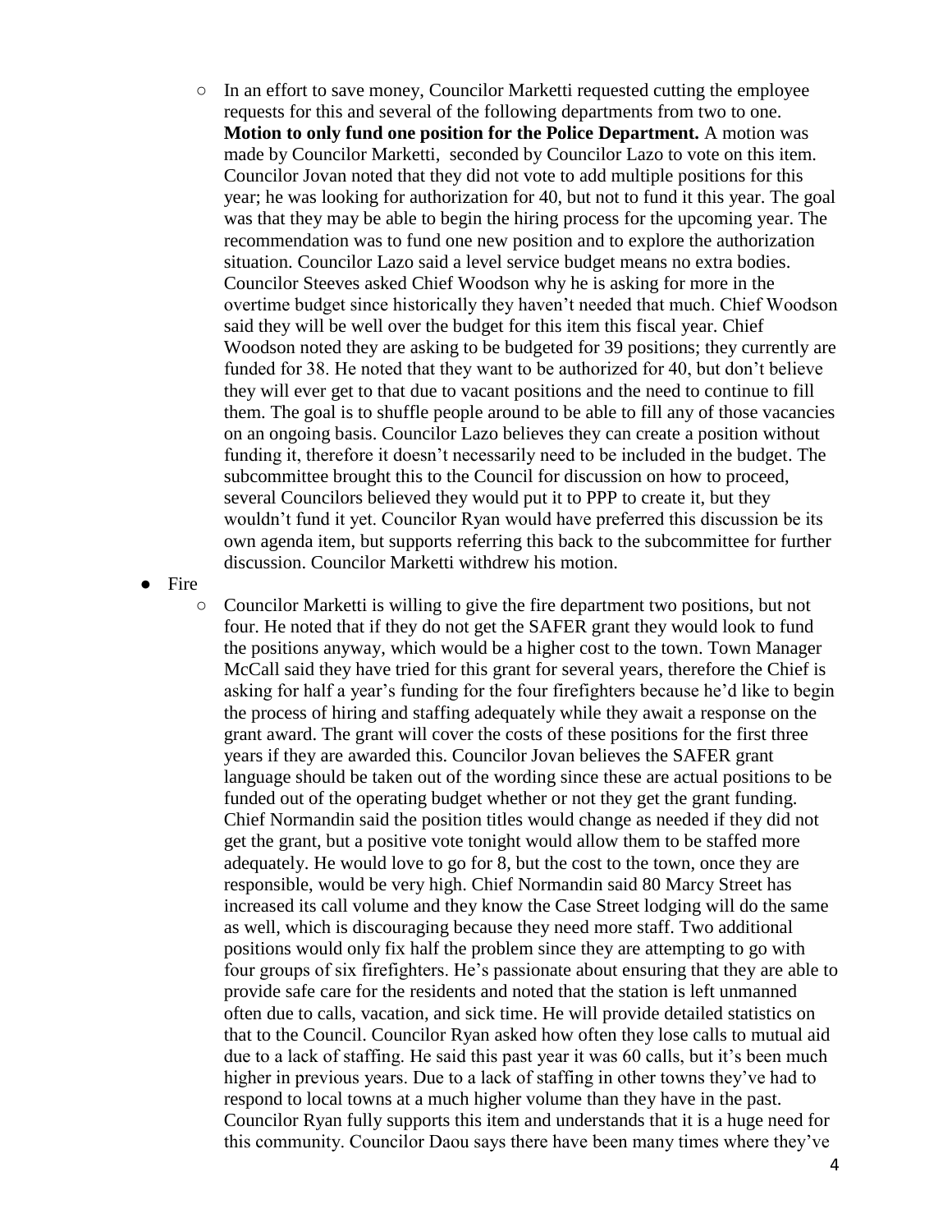- In an effort to save money, Councilor Marketti requested cutting the employee requests for this and several of the following departments from two to one. **Motion to only fund one position for the Police Department.** A motion was made by Councilor Marketti, seconded by Councilor Lazo to vote on this item. Councilor Jovan noted that they did not vote to add multiple positions for this year; he was looking for authorization for 40, but not to fund it this year. The goal was that they may be able to begin the hiring process for the upcoming year. The recommendation was to fund one new position and to explore the authorization situation. Councilor Lazo said a level service budget means no extra bodies. Councilor Steeves asked Chief Woodson why he is asking for more in the overtime budget since historically they haven't needed that much. Chief Woodson said they will be well over the budget for this item this fiscal year. Chief Woodson noted they are asking to be budgeted for 39 positions; they currently are funded for 38. He noted that they want to be authorized for 40, but don't believe they will ever get to that due to vacant positions and the need to continue to fill them. The goal is to shuffle people around to be able to fill any of those vacancies on an ongoing basis. Councilor Lazo believes they can create a position without funding it, therefore it doesn't necessarily need to be included in the budget. The subcommittee brought this to the Council for discussion on how to proceed, several Councilors believed they would put it to PPP to create it, but they wouldn't fund it yet. Councilor Ryan would have preferred this discussion be its own agenda item, but supports referring this back to the subcommittee for further discussion. Councilor Marketti withdrew his motion.

- Fire
    - Councilor Marketti is willing to give the fire department two positions, but not four. He noted that if they do not get the SAFER grant they would look to fund the positions anyway, which would be a higher cost to the town. Town Manager McCall said they have tried for this grant for several years, therefore the Chief is asking for half a year's funding for the four firefighters because he'd like to begin the process of hiring and staffing adequately while they await a response on the grant award. The grant will cover the costs of these positions for the first three years if they are awarded this. Councilor Jovan believes the SAFER grant language should be taken out of the wording since these are actual positions to be funded out of the operating budget whether or not they get the grant funding. Chief Normandin said the position titles would change as needed if they did not get the grant, but a positive vote tonight would allow them to be staffed more adequately. He would love to go for 8, but the cost to the town, once they are responsible, would be very high. Chief Normandin said 80 Marcy Street has increased its call volume and they know the Case Street lodging will do the same as well, which is discouraging because they need more staff. Two additional positions would only fix half the problem since they are attempting to go with four groups of six firefighters. He's passionate about ensuring that they are able to provide safe care for the residents and noted that the station is left unmanned often due to calls, vacation, and sick time. He will provide detailed statistics on that to the Council. Councilor Ryan asked how often they lose calls to mutual aid due to a lack of staffing. He said this past year it was 60 calls, but it's been much higher in previous years. Due to a lack of staffing in other towns they've had to respond to local towns at a much higher volume than they have in the past. Councilor Ryan fully supports this item and understands that it is a huge need for this community. Councilor Daou says there have been many times where they've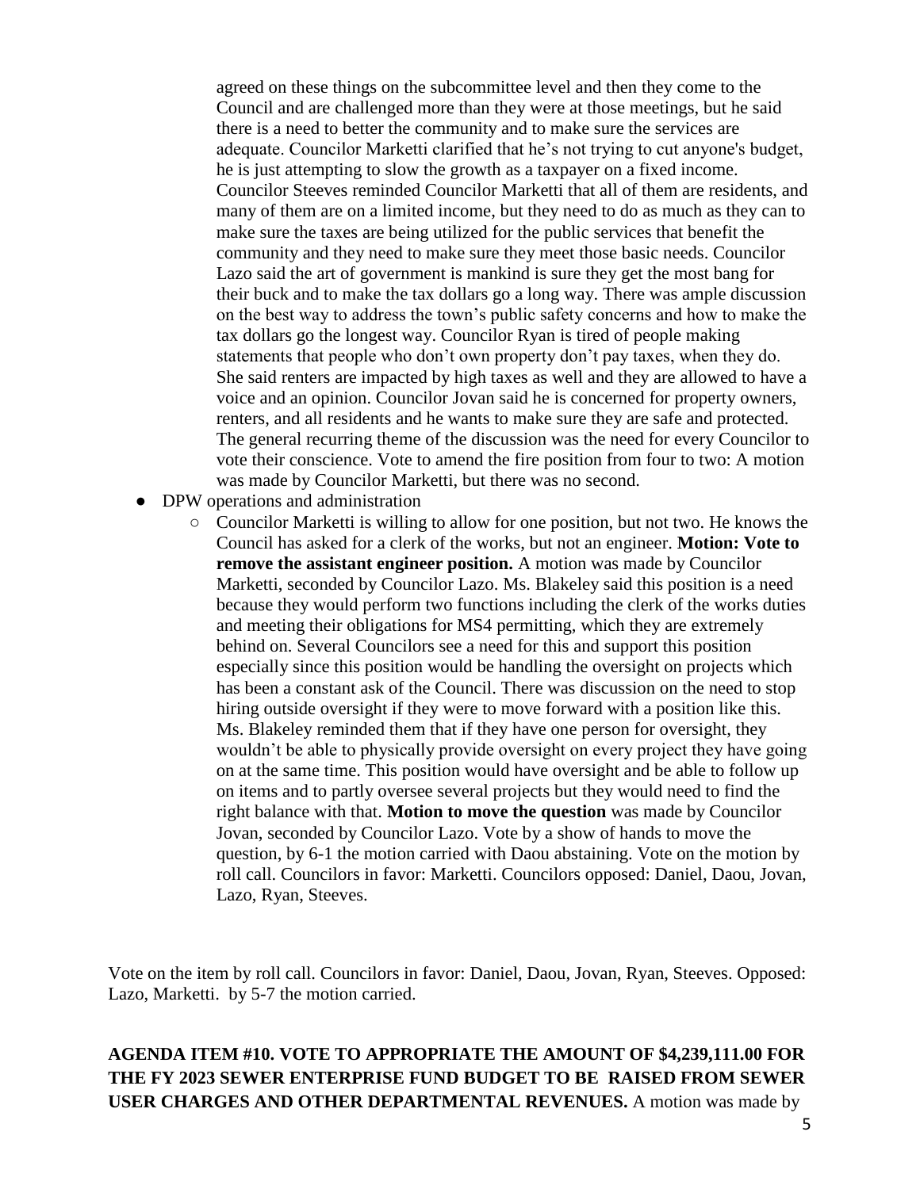agreed on these things on the subcommittee level and then they come to the Council and are challenged more than they were at those meetings, but he said there is a need to better the community and to make sure the services are adequate. Councilor Marketti clarified that he's not trying to cut anyone's budget, he is just attempting to slow the growth as a taxpayer on a fixed income. Councilor Steeves reminded Councilor Marketti that all of them are residents, and many of them are on a limited income, but they need to do as much as they can to make sure the taxes are being utilized for the public services that benefit the community and they need to make sure they meet those basic needs. Councilor Lazo said the art of government is mankind is sure they get the most bang for their buck and to make the tax dollars go a long way. There was ample discussion on the best way to address the town's public safety concerns and how to make the tax dollars go the longest way. Councilor Ryan is tired of people making statements that people who don't own property don't pay taxes, when they do. She said renters are impacted by high taxes as well and they are allowed to have a voice and an opinion. Councilor Jovan said he is concerned for property owners, renters, and all residents and he wants to make sure they are safe and protected. The general recurring theme of the discussion was the need for every Councilor to vote their conscience. Vote to amend the fire position from four to two: A motion was made by Councilor Marketti, but there was no second.

- DPW operations and administration
  - Councilor Marketti is willing to allow for one position, but not two. He knows the Council has asked for a clerk of the works, but not an engineer. **Motion: Vote to remove the assistant engineer position.** A motion was made by Councilor Marketti, seconded by Councilor Lazo. Ms. Blakeley said this position is a need because they would perform two functions including the clerk of the works duties and meeting their obligations for MS4 permitting, which they are extremely behind on. Several Councilors see a need for this and support this position especially since this position would be handling the oversight on projects which has been a constant ask of the Council. There was discussion on the need to stop hiring outside oversight if they were to move forward with a position like this. Ms. Blakeley reminded them that if they have one person for oversight, they wouldn't be able to physically provide oversight on every project they have going on at the same time. This position would have oversight and be able to follow up on items and to partly oversee several projects but they would need to find the right balance with that. **Motion to move the question** was made by Councilor Jovan, seconded by Councilor Lazo. Vote by a show of hands to move the question, by 6-1 the motion carried with Daou abstaining. Vote on the motion by roll call. Councilors in favor: Marketti. Councilors opposed: Daniel, Daou, Jovan, Lazo, Ryan, Steeves.

Vote on the item by roll call. Councilors in favor: Daniel, Daou, Jovan, Ryan, Steeves. Opposed: Lazo, Marketti. by 5-7 the motion carried.

**AGENDA ITEM #10. VOTE TO APPROPRIATE THE AMOUNT OF $4,239,111.00 FOR THE FY 2023 SEWER ENTERPRISE FUND BUDGET TO BE RAISED FROM SEWER USER CHARGES AND OTHER DEPARTMENTAL REVENUES.** A motion was made by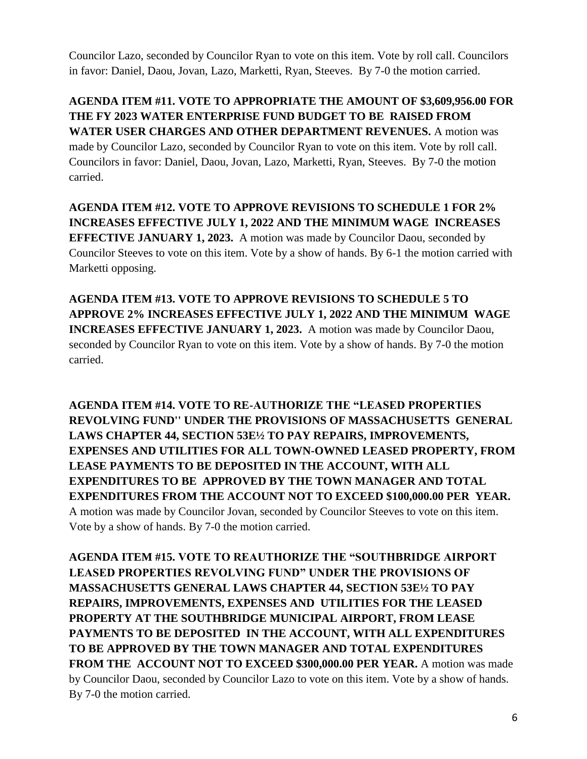Councilor Lazo, seconded by Councilor Ryan to vote on this item. Vote by roll call. Councilors in favor: Daniel, Daou, Jovan, Lazo, Marketti, Ryan, Steeves. By 7-0 the motion carried.

**AGENDA ITEM #11. VOTE TO APPROPRIATE THE AMOUNT OF $3,609,956.00 FOR THE FY 2023 WATER ENTERPRISE FUND BUDGET TO BE RAISED FROM WATER USER CHARGES AND OTHER DEPARTMENT REVENUES.** A motion was made by Councilor Lazo, seconded by Councilor Ryan to vote on this item. Vote by roll call. Councilors in favor: Daniel, Daou, Jovan, Lazo, Marketti, Ryan, Steeves. By 7-0 the motion carried.

**AGENDA ITEM #12. VOTE TO APPROVE REVISIONS TO SCHEDULE 1 FOR 2% INCREASES EFFECTIVE JULY 1, 2022 AND THE MINIMUM WAGE INCREASES EFFECTIVE JANUARY 1, 2023.** A motion was made by Councilor Daou, seconded by Councilor Steeves to vote on this item. Vote by a show of hands. By 6-1 the motion carried with Marketti opposing.

**AGENDA ITEM #13. VOTE TO APPROVE REVISIONS TO SCHEDULE 5 TO APPROVE 2% INCREASES EFFECTIVE JULY 1, 2022 AND THE MINIMUM WAGE INCREASES EFFECTIVE JANUARY 1, 2023.** A motion was made by Councilor Daou, seconded by Councilor Ryan to vote on this item. Vote by a show of hands. By 7-0 the motion carried.

**AGENDA ITEM #14. VOTE TO RE-AUTHORIZE THE "LEASED PROPERTIES REVOLVING FUND" UNDER THE PROVISIONS OF MASSACHUSETTS GENERAL LAWS CHAPTER 44, SECTION 53E½ TO PAY REPAIRS, IMPROVEMENTS, EXPENSES AND UTILITIES FOR ALL TOWN-OWNED LEASED PROPERTY, FROM LEASE PAYMENTS TO BE DEPOSITED IN THE ACCOUNT, WITH ALL EXPENDITURES TO BE APPROVED BY THE TOWN MANAGER AND TOTAL EXPENDITURES FROM THE ACCOUNT NOT TO EXCEED $100,000.00 PER YEAR.** A motion was made by Councilor Jovan, seconded by Councilor Steeves to vote on this item. Vote by a show of hands. By 7-0 the motion carried.

**AGENDA ITEM #15. VOTE TO REAUTHORIZE THE "SOUTHBRIDGE AIRPORT LEASED PROPERTIES REVOLVING FUND" UNDER THE PROVISIONS OF MASSACHUSETTS GENERAL LAWS CHAPTER 44, SECTION 53E½ TO PAY REPAIRS, IMPROVEMENTS, EXPENSES AND UTILITIES FOR THE LEASED PROPERTY AT THE SOUTHBRIDGE MUNICIPAL AIRPORT, FROM LEASE PAYMENTS TO BE DEPOSITED IN THE ACCOUNT, WITH ALL EXPENDITURES TO BE APPROVED BY THE TOWN MANAGER AND TOTAL EXPENDITURES FROM THE ACCOUNT NOT TO EXCEED $300,000.00 PER YEAR.** A motion was made by Councilor Daou, seconded by Councilor Lazo to vote on this item. Vote by a show of hands. By 7-0 the motion carried.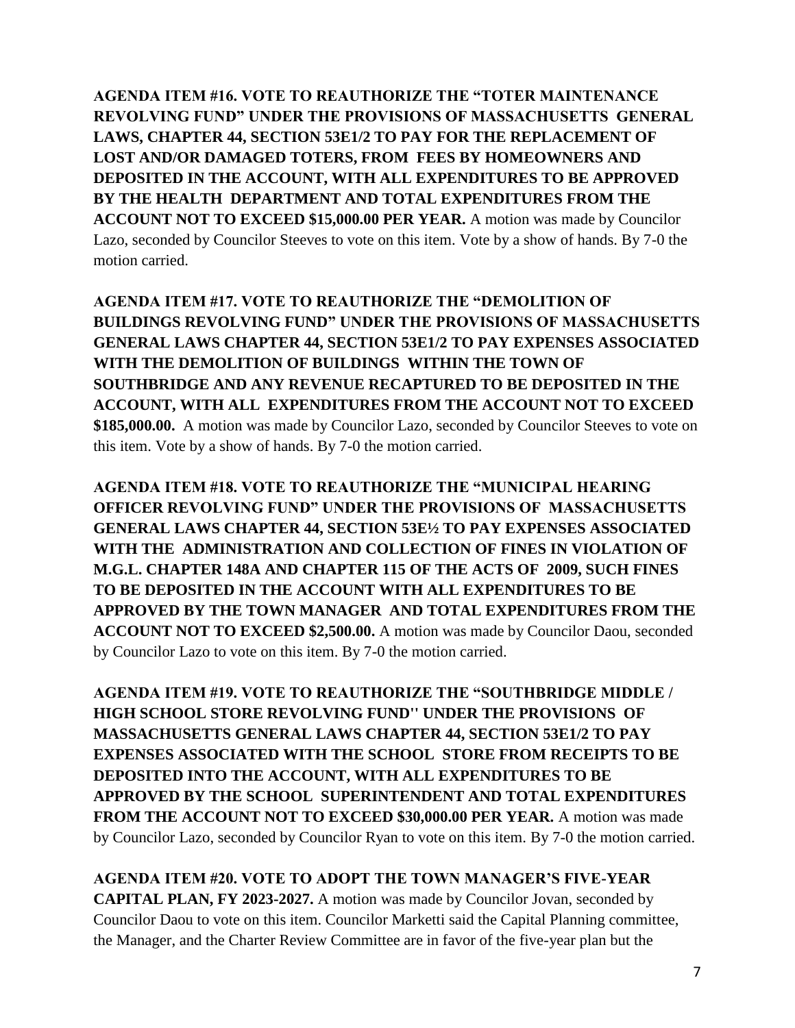**AGENDA ITEM #16. VOTE TO REAUTHORIZE THE "TOTER MAINTENANCE REVOLVING FUND" UNDER THE PROVISIONS OF MASSACHUSETTS GENERAL LAWS, CHAPTER 44, SECTION 53E1/2 TO PAY FOR THE REPLACEMENT OF LOST AND/OR DAMAGED TOTERS, FROM FEES BY HOMEOWNERS AND DEPOSITED IN THE ACCOUNT, WITH ALL EXPENDITURES TO BE APPROVED BY THE HEALTH DEPARTMENT AND TOTAL EXPENDITURES FROM THE ACCOUNT NOT TO EXCEED $15,000.00 PER YEAR.** A motion was made by Councilor Lazo, seconded by Councilor Steeves to vote on this item. Vote by a show of hands. By 7-0 the motion carried.

**AGENDA ITEM #17. VOTE TO REAUTHORIZE THE "DEMOLITION OF BUILDINGS REVOLVING FUND" UNDER THE PROVISIONS OF MASSACHUSETTS GENERAL LAWS CHAPTER 44, SECTION 53E1/2 TO PAY EXPENSES ASSOCIATED WITH THE DEMOLITION OF BUILDINGS WITHIN THE TOWN OF SOUTHBRIDGE AND ANY REVENUE RECAPTURED TO BE DEPOSITED IN THE ACCOUNT, WITH ALL EXPENDITURES FROM THE ACCOUNT NOT TO EXCEED $185,000.00.** A motion was made by Councilor Lazo, seconded by Councilor Steeves to vote on this item. Vote by a show of hands. By 7-0 the motion carried.

**AGENDA ITEM #18. VOTE TO REAUTHORIZE THE "MUNICIPAL HEARING OFFICER REVOLVING FUND" UNDER THE PROVISIONS OF MASSACHUSETTS GENERAL LAWS CHAPTER 44, SECTION 53E½ TO PAY EXPENSES ASSOCIATED WITH THE ADMINISTRATION AND COLLECTION OF FINES IN VIOLATION OF M.G.L. CHAPTER 148A AND CHAPTER 115 OF THE ACTS OF 2009, SUCH FINES TO BE DEPOSITED IN THE ACCOUNT WITH ALL EXPENDITURES TO BE APPROVED BY THE TOWN MANAGER AND TOTAL EXPENDITURES FROM THE ACCOUNT NOT TO EXCEED $2,500.00.** A motion was made by Councilor Daou, seconded by Councilor Lazo to vote on this item. By 7-0 the motion carried.

**AGENDA ITEM #19. VOTE TO REAUTHORIZE THE "SOUTHBRIDGE MIDDLE / HIGH SCHOOL STORE REVOLVING FUND'' UNDER THE PROVISIONS OF MASSACHUSETTS GENERAL LAWS CHAPTER 44, SECTION 53E1/2 TO PAY EXPENSES ASSOCIATED WITH THE SCHOOL STORE FROM RECEIPTS TO BE DEPOSITED INTO THE ACCOUNT, WITH ALL EXPENDITURES TO BE APPROVED BY THE SCHOOL SUPERINTENDENT AND TOTAL EXPENDITURES FROM THE ACCOUNT NOT TO EXCEED $30,000.00 PER YEAR.** A motion was made by Councilor Lazo, seconded by Councilor Ryan to vote on this item. By 7-0 the motion carried.

**AGENDA ITEM #20. VOTE TO ADOPT THE TOWN MANAGER'S FIVE-YEAR CAPITAL PLAN, FY 2023-2027.** A motion was made by Councilor Jovan, seconded by Councilor Daou to vote on this item. Councilor Marketti said the Capital Planning committee, the Manager, and the Charter Review Committee are in favor of the five-year plan but the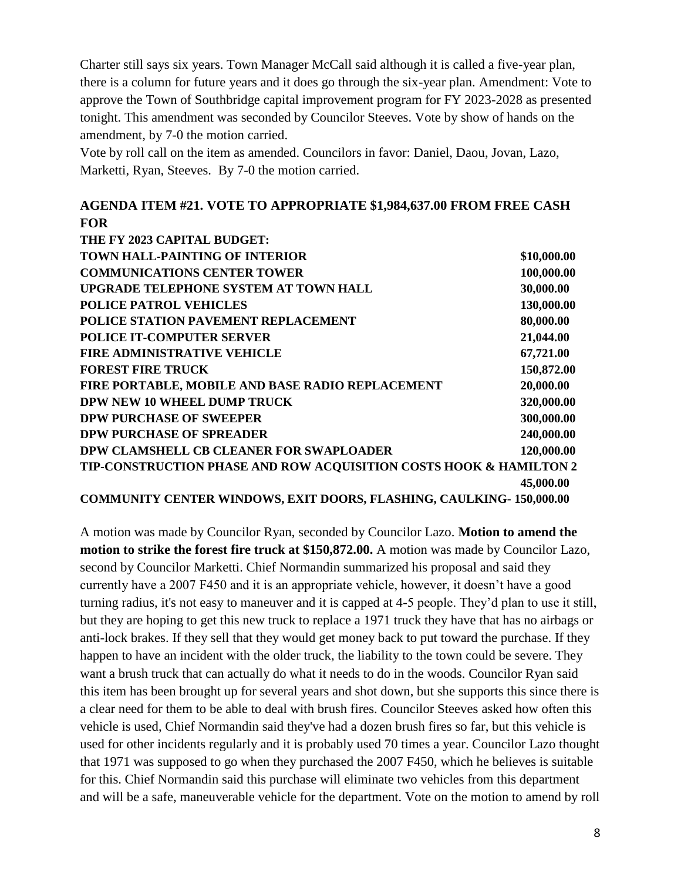Charter still says six years. Town Manager McCall said although it is called a five-year plan, there is a column for future years and it does go through the six-year plan. Amendment: Vote to approve the Town of Southbridge capital improvement program for FY 2023-2028 as presented tonight. This amendment was seconded by Councilor Steeves. Vote by show of hands on the amendment, by 7-0 the motion carried.

Vote by roll call on the item as amended. Councilors in favor: Daniel, Daou, Jovan, Lazo, Marketti, Ryan, Steeves. By 7-0 the motion carried.

**AGENDA ITEM #21. VOTE TO APPROPRIATE $1,984,637.00 FROM FREE CASH FOR**

**THE FY 2023 CAPITAL BUDGET:**

| | |
|---|---|
| **TOWN HALL-PAINTING OF INTERIOR** | **$10,000.00** |
| **COMMUNICATIONS CENTER TOWER** | **100,000.00** |
| **UPGRADE TELEPHONE SYSTEM AT TOWN HALL** | **30,000.00** |
| **POLICE PATROL VEHICLES** | **130,000.00** |
| **POLICE STATION PAVEMENT REPLACEMENT** | **80,000.00** |
| **POLICE IT-COMPUTER SERVER** | **21,044.00** |
| **FIRE ADMINISTRATIVE VEHICLE** | **67,721.00** |
| **FOREST FIRE TRUCK** | **150,872.00** |
| **FIRE PORTABLE, MOBILE AND BASE RADIO REPLACEMENT** | **20,000.00** |
| **DPW NEW 10 WHEEL DUMP TRUCK** | **320,000.00** |
| **DPW PURCHASE OF SWEEPER** | **300,000.00** |
| **DPW PURCHASE OF SPREADER** | **240,000.00** |
| **DPW CLAMSHELL CB CLEANER FOR SWAPLOADER** | **120,000.00** |
| **TIP-CONSTRUCTION PHASE AND ROW ACQUISITION COSTS HOOK & HAMILTON 2** | **45,000.00** |
| **COMMUNITY CENTER WINDOWS, EXIT DOORS, FLASHING, CAULKING-** | **150,000.00** |

A motion was made by Councilor Ryan, seconded by Councilor Lazo. **Motion to amend the motion to strike the forest fire truck at $150,872.00.** A motion was made by Councilor Lazo, second by Councilor Marketti. Chief Normandin summarized his proposal and said they currently have a 2007 F450 and it is an appropriate vehicle, however, it doesn't have a good turning radius, it's not easy to maneuver and it is capped at 4-5 people. They'd plan to use it still, but they are hoping to get this new truck to replace a 1971 truck they have that has no airbags or anti-lock brakes. If they sell that they would get money back to put toward the purchase. If they happen to have an incident with the older truck, the liability to the town could be severe. They want a brush truck that can actually do what it needs to do in the woods. Councilor Ryan said this item has been brought up for several years and shot down, but she supports this since there is a clear need for them to be able to deal with brush fires. Councilor Steeves asked how often this vehicle is used, Chief Normandin said they've had a dozen brush fires so far, but this vehicle is used for other incidents regularly and it is probably used 70 times a year. Councilor Lazo thought that 1971 was supposed to go when they purchased the 2007 F450, which he believes is suitable for this. Chief Normandin said this purchase will eliminate two vehicles from this department and will be a safe, maneuverable vehicle for the department. Vote on the motion to amend by roll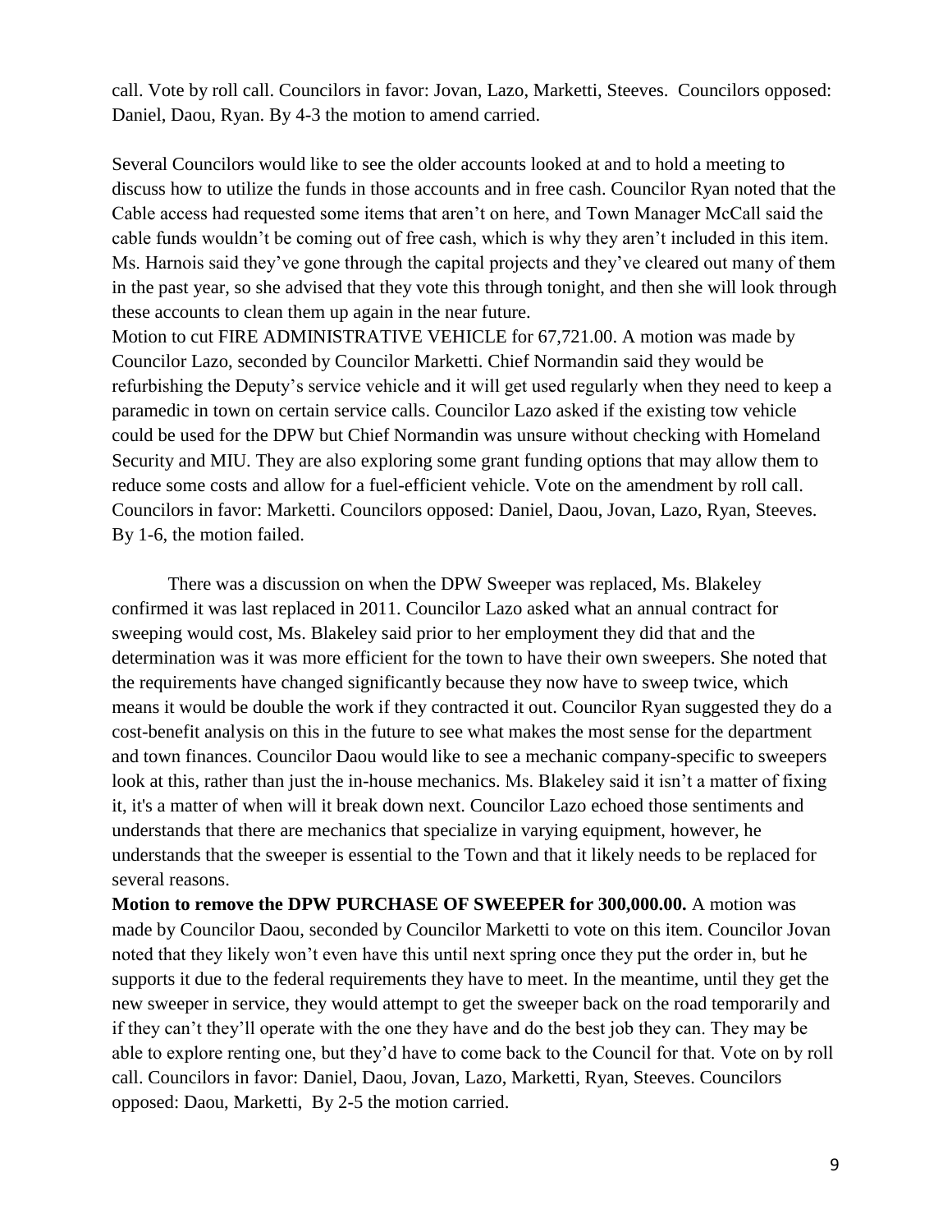call. Vote by roll call. Councilors in favor: Jovan, Lazo, Marketti, Steeves. Councilors opposed: Daniel, Daou, Ryan. By 4-3 the motion to amend carried.

Several Councilors would like to see the older accounts looked at and to hold a meeting to discuss how to utilize the funds in those accounts and in free cash. Councilor Ryan noted that the Cable access had requested some items that aren't on here, and Town Manager McCall said the cable funds wouldn't be coming out of free cash, which is why they aren't included in this item. Ms. Harnois said they've gone through the capital projects and they've cleared out many of them in the past year, so she advised that they vote this through tonight, and then she will look through these accounts to clean them up again in the near future.

Motion to cut FIRE ADMINISTRATIVE VEHICLE for 67,721.00. A motion was made by Councilor Lazo, seconded by Councilor Marketti. Chief Normandin said they would be refurbishing the Deputy's service vehicle and it will get used regularly when they need to keep a paramedic in town on certain service calls. Councilor Lazo asked if the existing tow vehicle could be used for the DPW but Chief Normandin was unsure without checking with Homeland Security and MIU. They are also exploring some grant funding options that may allow them to reduce some costs and allow for a fuel-efficient vehicle. Vote on the amendment by roll call. Councilors in favor: Marketti. Councilors opposed: Daniel, Daou, Jovan, Lazo, Ryan, Steeves. By 1-6, the motion failed.

There was a discussion on when the DPW Sweeper was replaced, Ms. Blakeley confirmed it was last replaced in 2011. Councilor Lazo asked what an annual contract for sweeping would cost, Ms. Blakeley said prior to her employment they did that and the determination was it was more efficient for the town to have their own sweepers. She noted that the requirements have changed significantly because they now have to sweep twice, which means it would be double the work if they contracted it out. Councilor Ryan suggested they do a cost-benefit analysis on this in the future to see what makes the most sense for the department and town finances. Councilor Daou would like to see a mechanic company-specific to sweepers look at this, rather than just the in-house mechanics. Ms. Blakeley said it isn't a matter of fixing it, it's a matter of when will it break down next. Councilor Lazo echoed those sentiments and understands that there are mechanics that specialize in varying equipment, however, he understands that the sweeper is essential to the Town and that it likely needs to be replaced for several reasons.

**Motion to remove the DPW PURCHASE OF SWEEPER for 300,000.00.** A motion was made by Councilor Daou, seconded by Councilor Marketti to vote on this item. Councilor Jovan noted that they likely won't even have this until next spring once they put the order in, but he supports it due to the federal requirements they have to meet. In the meantime, until they get the new sweeper in service, they would attempt to get the sweeper back on the road temporarily and if they can't they'll operate with the one they have and do the best job they can. They may be able to explore renting one, but they'd have to come back to the Council for that. Vote on by roll call. Councilors in favor: Daniel, Daou, Jovan, Lazo, Marketti, Ryan, Steeves. Councilors opposed: Daou, Marketti, By 2-5 the motion carried.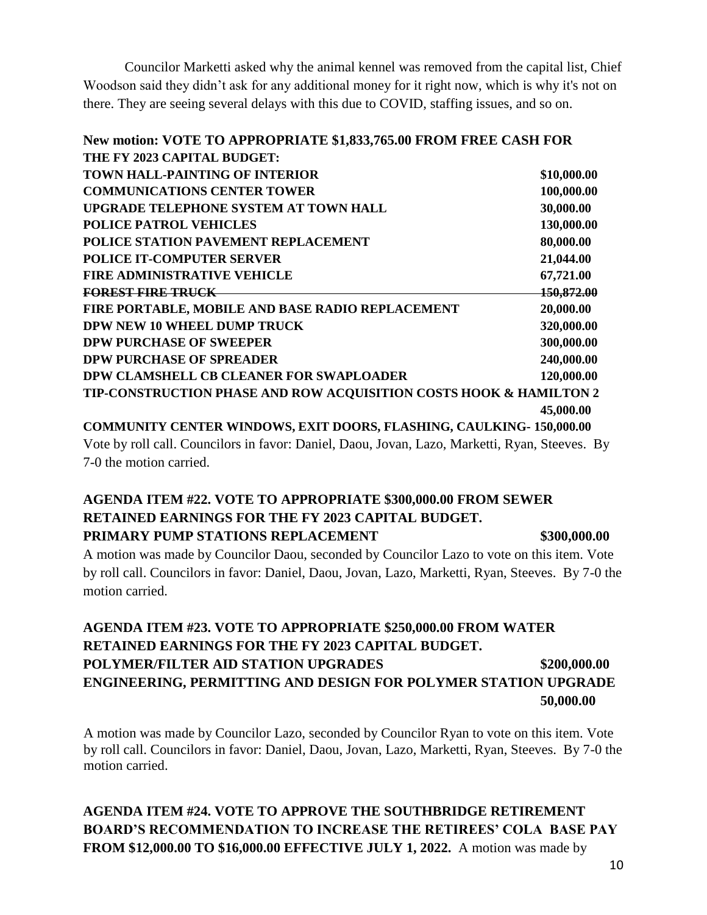Councilor Marketti asked why the animal kennel was removed from the capital list, Chief Woodson said they didn't ask for any additional money for it right now, which is why it's not on there. They are seeing several delays with this due to COVID, staffing issues, and so on.

**New motion: VOTE TO APPROPRIATE $1,833,765.00 FROM FREE CASH FOR THE FY 2023 CAPITAL BUDGET:**

| | |
|---|---|
| **TOWN HALL-PAINTING OF INTERIOR** | **$10,000.00** |
| **COMMUNICATIONS CENTER TOWER** | **100,000.00** |
| **UPGRADE TELEPHONE SYSTEM AT TOWN HALL** | **30,000.00** |
| **POLICE PATROL VEHICLES** | **130,000.00** |
| **POLICE STATION PAVEMENT REPLACEMENT** | **80,000.00** |
| **POLICE IT-COMPUTER SERVER** | **21,044.00** |
| **FIRE ADMINISTRATIVE VEHICLE** | **67,721.00** |
| ~~**FOREST FIRE TRUCK**~~ | ~~**150,872.00**~~ |
| **FIRE PORTABLE, MOBILE AND BASE RADIO REPLACEMENT** | **20,000.00** |
| **DPW NEW 10 WHEEL DUMP TRUCK** | **320,000.00** |
| **DPW PURCHASE OF SWEEPER** | **300,000.00** |
| **DPW PURCHASE OF SPREADER** | **240,000.00** |
| **DPW CLAMSHELL CB CLEANER FOR SWAPLOADER** | **120,000.00** |
| **TIP-CONSTRUCTION PHASE AND ROW ACQUISITION COSTS HOOK & HAMILTON 2** | **45,000.00** |
| **COMMUNITY CENTER WINDOWS, EXIT DOORS, FLASHING, CAULKING-** | **150,000.00** |

Vote by roll call. Councilors in favor: Daniel, Daou, Jovan, Lazo, Marketti, Ryan, Steeves. By 7-0 the motion carried.

## AGENDA ITEM #22. VOTE TO APPROPRIATE $300,000.00 FROM SEWER RETAINED EARNINGS FOR THE FY 2023 CAPITAL BUDGET.

| | |
|---|---|
| **PRIMARY PUMP STATIONS REPLACEMENT** | **$300,000.00** |

A motion was made by Councilor Daou, seconded by Councilor Lazo to vote on this item. Vote by roll call. Councilors in favor: Daniel, Daou, Jovan, Lazo, Marketti, Ryan, Steeves. By 7-0 the motion carried.

## AGENDA ITEM #23. VOTE TO APPROPRIATE $250,000.00 FROM WATER RETAINED EARNINGS FOR THE FY 2023 CAPITAL BUDGET.

| | |
|---|---|
| **POLYMER/FILTER AID STATION UPGRADES** | **$200,000.00** |
| **ENGINEERING, PERMITTING AND DESIGN FOR POLYMER STATION UPGRADE** | **50,000.00** |

A motion was made by Councilor Lazo, seconded by Councilor Ryan to vote on this item. Vote by roll call. Councilors in favor: Daniel, Daou, Jovan, Lazo, Marketti, Ryan, Steeves. By 7-0 the motion carried.

**AGENDA ITEM #24. VOTE TO APPROVE THE SOUTHBRIDGE RETIREMENT BOARD'S RECOMMENDATION TO INCREASE THE RETIREES' COLA BASE PAY FROM $12,000.00 TO $16,000.00 EFFECTIVE JULY 1, 2022.** A motion was made by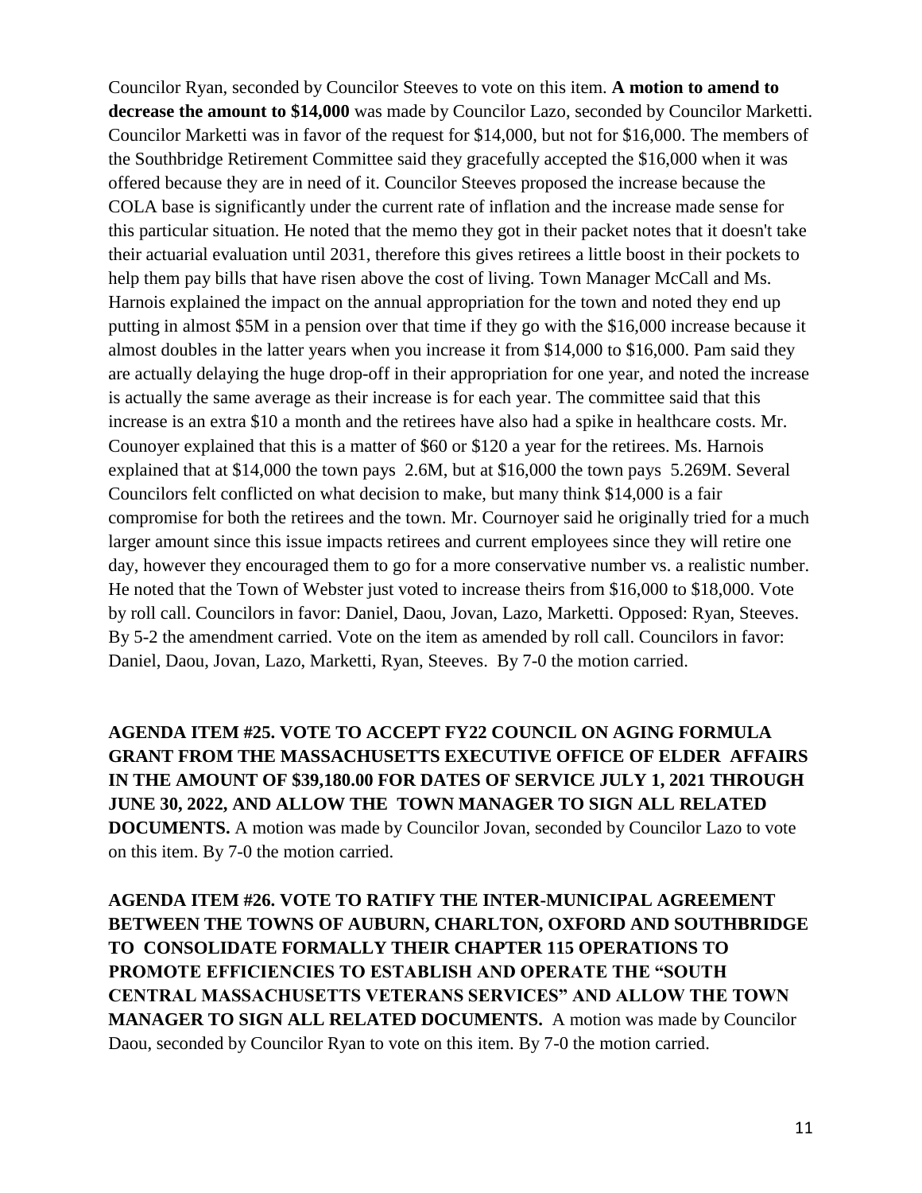Councilor Ryan, seconded by Councilor Steeves to vote on this item. **A motion to amend to decrease the amount to $14,000** was made by Councilor Lazo, seconded by Councilor Marketti. Councilor Marketti was in favor of the request for $14,000, but not for $16,000. The members of the Southbridge Retirement Committee said they gracefully accepted the $16,000 when it was offered because they are in need of it. Councilor Steeves proposed the increase because the COLA base is significantly under the current rate of inflation and the increase made sense for this particular situation. He noted that the memo they got in their packet notes that it doesn't take their actuarial evaluation until 2031, therefore this gives retirees a little boost in their pockets to help them pay bills that have risen above the cost of living. Town Manager McCall and Ms. Harnois explained the impact on the annual appropriation for the town and noted they end up putting in almost $5M in a pension over that time if they go with the $16,000 increase because it almost doubles in the latter years when you increase it from $14,000 to $16,000. Pam said they are actually delaying the huge drop-off in their appropriation for one year, and noted the increase is actually the same average as their increase is for each year. The committee said that this increase is an extra $10 a month and the retirees have also had a spike in healthcare costs. Mr. Counoyer explained that this is a matter of $60 or $120 a year for the retirees. Ms. Harnois explained that at $14,000 the town pays 2.6M, but at $16,000 the town pays 5.269M. Several Councilors felt conflicted on what decision to make, but many think $14,000 is a fair compromise for both the retirees and the town. Mr. Cournoyer said he originally tried for a much larger amount since this issue impacts retirees and current employees since they will retire one day, however they encouraged them to go for a more conservative number vs. a realistic number. He noted that the Town of Webster just voted to increase theirs from $16,000 to $18,000. Vote by roll call. Councilors in favor: Daniel, Daou, Jovan, Lazo, Marketti. Opposed: Ryan, Steeves. By 5-2 the amendment carried. Vote on the item as amended by roll call. Councilors in favor: Daniel, Daou, Jovan, Lazo, Marketti, Ryan, Steeves. By 7-0 the motion carried.

**AGENDA ITEM #25. VOTE TO ACCEPT FY22 COUNCIL ON AGING FORMULA GRANT FROM THE MASSACHUSETTS EXECUTIVE OFFICE OF ELDER AFFAIRS IN THE AMOUNT OF $39,180.00 FOR DATES OF SERVICE JULY 1, 2021 THROUGH JUNE 30, 2022, AND ALLOW THE TOWN MANAGER TO SIGN ALL RELATED DOCUMENTS.** A motion was made by Councilor Jovan, seconded by Councilor Lazo to vote on this item. By 7-0 the motion carried.

**AGENDA ITEM #26. VOTE TO RATIFY THE INTER-MUNICIPAL AGREEMENT BETWEEN THE TOWNS OF AUBURN, CHARLTON, OXFORD AND SOUTHBRIDGE TO CONSOLIDATE FORMALLY THEIR CHAPTER 115 OPERATIONS TO PROMOTE EFFICIENCIES TO ESTABLISH AND OPERATE THE "SOUTH CENTRAL MASSACHUSETTS VETERANS SERVICES" AND ALLOW THE TOWN MANAGER TO SIGN ALL RELATED DOCUMENTS.** A motion was made by Councilor Daou, seconded by Councilor Ryan to vote on this item. By 7-0 the motion carried.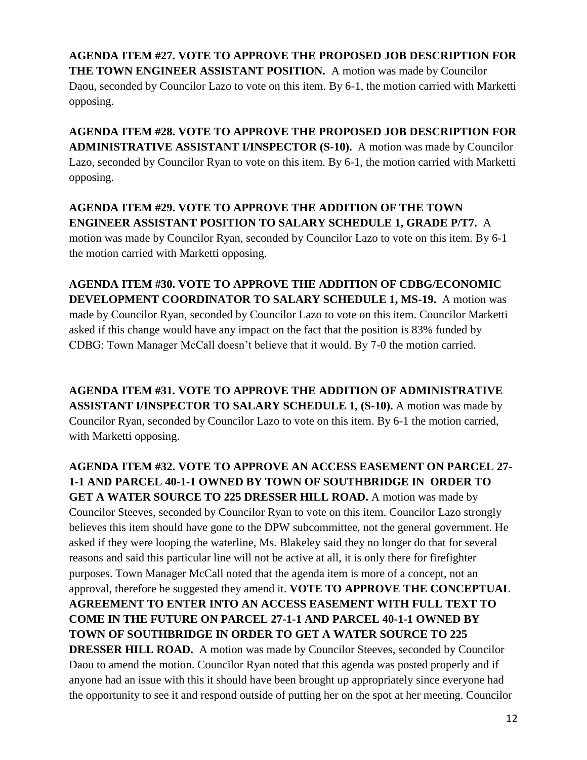**AGENDA ITEM #27. VOTE TO APPROVE THE PROPOSED JOB DESCRIPTION FOR THE TOWN ENGINEER ASSISTANT POSITION.** A motion was made by Councilor Daou, seconded by Councilor Lazo to vote on this item. By 6-1, the motion carried with Marketti opposing.

**AGENDA ITEM #28. VOTE TO APPROVE THE PROPOSED JOB DESCRIPTION FOR ADMINISTRATIVE ASSISTANT I/INSPECTOR (S-10).** A motion was made by Councilor Lazo, seconded by Councilor Ryan to vote on this item. By 6-1, the motion carried with Marketti opposing.

**AGENDA ITEM #29. VOTE TO APPROVE THE ADDITION OF THE TOWN ENGINEER ASSISTANT POSITION TO SALARY SCHEDULE 1, GRADE P/T7.** A motion was made by Councilor Ryan, seconded by Councilor Lazo to vote on this item. By 6-1 the motion carried with Marketti opposing.

**AGENDA ITEM #30. VOTE TO APPROVE THE ADDITION OF CDBG/ECONOMIC DEVELOPMENT COORDINATOR TO SALARY SCHEDULE 1, MS-19.** A motion was made by Councilor Ryan, seconded by Councilor Lazo to vote on this item. Councilor Marketti asked if this change would have any impact on the fact that the position is 83% funded by CDBG; Town Manager McCall doesn't believe that it would. By 7-0 the motion carried.

**AGENDA ITEM #31. VOTE TO APPROVE THE ADDITION OF ADMINISTRATIVE ASSISTANT I/INSPECTOR TO SALARY SCHEDULE 1, (S-10).** A motion was made by Councilor Ryan, seconded by Councilor Lazo to vote on this item. By 6-1 the motion carried, with Marketti opposing.

**AGENDA ITEM #32. VOTE TO APPROVE AN ACCESS EASEMENT ON PARCEL 27-1-1 AND PARCEL 40-1-1 OWNED BY TOWN OF SOUTHBRIDGE IN ORDER TO GET A WATER SOURCE TO 225 DRESSER HILL ROAD.** A motion was made by Councilor Steeves, seconded by Councilor Ryan to vote on this item. Councilor Lazo strongly believes this item should have gone to the DPW subcommittee, not the general government. He asked if they were looping the waterline, Ms. Blakeley said they no longer do that for several reasons and said this particular line will not be active at all, it is only there for firefighter purposes. Town Manager McCall noted that the agenda item is more of a concept, not an approval, therefore he suggested they amend it. **VOTE TO APPROVE THE CONCEPTUAL AGREEMENT TO ENTER INTO AN ACCESS EASEMENT WITH FULL TEXT TO COME IN THE FUTURE ON PARCEL 27-1-1 AND PARCEL 40-1-1 OWNED BY TOWN OF SOUTHBRIDGE IN ORDER TO GET A WATER SOURCE TO 225 DRESSER HILL ROAD.** A motion was made by Councilor Steeves, seconded by Councilor Daou to amend the motion. Councilor Ryan noted that this agenda was posted properly and if anyone had an issue with this it should have been brought up appropriately since everyone had the opportunity to see it and respond outside of putting her on the spot at her meeting. Councilor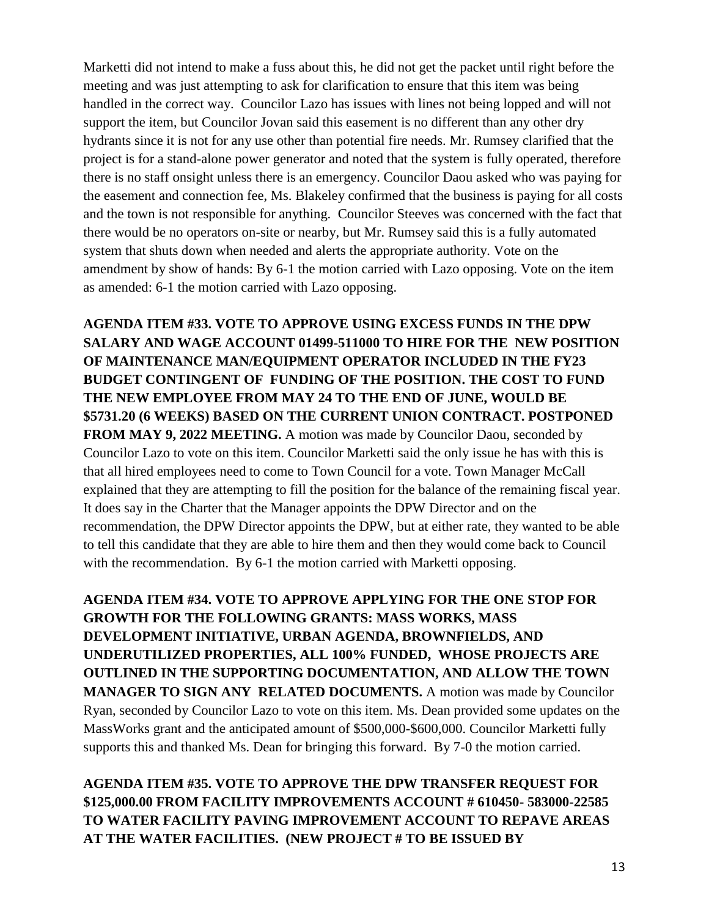Marketti did not intend to make a fuss about this, he did not get the packet until right before the meeting and was just attempting to ask for clarification to ensure that this item was being handled in the correct way. Councilor Lazo has issues with lines not being lopped and will not support the item, but Councilor Jovan said this easement is no different than any other dry hydrants since it is not for any use other than potential fire needs. Mr. Rumsey clarified that the project is for a stand-alone power generator and noted that the system is fully operated, therefore there is no staff onsight unless there is an emergency. Councilor Daou asked who was paying for the easement and connection fee, Ms. Blakeley confirmed that the business is paying for all costs and the town is not responsible for anything. Councilor Steeves was concerned with the fact that there would be no operators on-site or nearby, but Mr. Rumsey said this is a fully automated system that shuts down when needed and alerts the appropriate authority. Vote on the amendment by show of hands: By 6-1 the motion carried with Lazo opposing. Vote on the item as amended: 6-1 the motion carried with Lazo opposing.

**AGENDA ITEM #33. VOTE TO APPROVE USING EXCESS FUNDS IN THE DPW SALARY AND WAGE ACCOUNT 01499-511000 TO HIRE FOR THE NEW POSITION OF MAINTENANCE MAN/EQUIPMENT OPERATOR INCLUDED IN THE FY23 BUDGET CONTINGENT OF FUNDING OF THE POSITION. THE COST TO FUND THE NEW EMPLOYEE FROM MAY 24 TO THE END OF JUNE, WOULD BE $5731.20 (6 WEEKS) BASED ON THE CURRENT UNION CONTRACT. POSTPONED FROM MAY 9, 2022 MEETING.** A motion was made by Councilor Daou, seconded by Councilor Lazo to vote on this item. Councilor Marketti said the only issue he has with this is that all hired employees need to come to Town Council for a vote. Town Manager McCall explained that they are attempting to fill the position for the balance of the remaining fiscal year. It does say in the Charter that the Manager appoints the DPW Director and on the recommendation, the DPW Director appoints the DPW, but at either rate, they wanted to be able to tell this candidate that they are able to hire them and then they would come back to Council with the recommendation. By 6-1 the motion carried with Marketti opposing.

**AGENDA ITEM #34. VOTE TO APPROVE APPLYING FOR THE ONE STOP FOR GROWTH FOR THE FOLLOWING GRANTS: MASS WORKS, MASS DEVELOPMENT INITIATIVE, URBAN AGENDA, BROWNFIELDS, AND UNDERUTILIZED PROPERTIES, ALL 100% FUNDED, WHOSE PROJECTS ARE OUTLINED IN THE SUPPORTING DOCUMENTATION, AND ALLOW THE TOWN MANAGER TO SIGN ANY RELATED DOCUMENTS.** A motion was made by Councilor Ryan, seconded by Councilor Lazo to vote on this item. Ms. Dean provided some updates on the MassWorks grant and the anticipated amount of $500,000-$600,000. Councilor Marketti fully supports this and thanked Ms. Dean for bringing this forward. By 7-0 the motion carried.

**AGENDA ITEM #35. VOTE TO APPROVE THE DPW TRANSFER REQUEST FOR $125,000.00 FROM FACILITY IMPROVEMENTS ACCOUNT # 610450- 583000-22585 TO WATER FACILITY PAVING IMPROVEMENT ACCOUNT TO REPAVE AREAS AT THE WATER FACILITIES. (NEW PROJECT # TO BE ISSUED BY**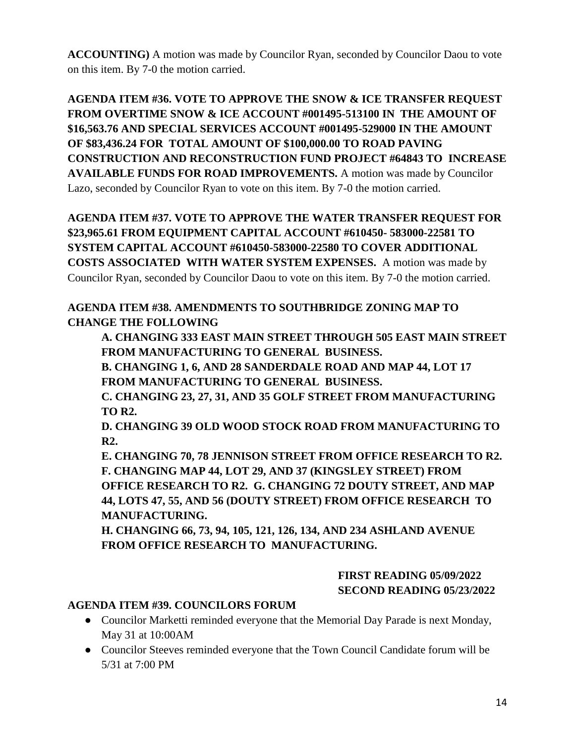**ACCOUNTING)** A motion was made by Councilor Ryan, seconded by Councilor Daou to vote on this item. By 7-0 the motion carried.

**AGENDA ITEM #36. VOTE TO APPROVE THE SNOW & ICE TRANSFER REQUEST FROM OVERTIME SNOW & ICE ACCOUNT #001495-513100 IN THE AMOUNT OF $16,563.76 AND SPECIAL SERVICES ACCOUNT #001495-529000 IN THE AMOUNT OF $83,436.24 FOR TOTAL AMOUNT OF $100,000.00 TO ROAD PAVING CONSTRUCTION AND RECONSTRUCTION FUND PROJECT #64843 TO INCREASE AVAILABLE FUNDS FOR ROAD IMPROVEMENTS.** A motion was made by Councilor Lazo, seconded by Councilor Ryan to vote on this item. By 7-0 the motion carried.

**AGENDA ITEM #37. VOTE TO APPROVE THE WATER TRANSFER REQUEST FOR $23,965.61 FROM EQUIPMENT CAPITAL ACCOUNT #610450- 583000-22581 TO SYSTEM CAPITAL ACCOUNT #610450-583000-22580 TO COVER ADDITIONAL COSTS ASSOCIATED WITH WATER SYSTEM EXPENSES.** A motion was made by Councilor Ryan, seconded by Councilor Daou to vote on this item. By 7-0 the motion carried.

**AGENDA ITEM #38. AMENDMENTS TO SOUTHBRIDGE ZONING MAP TO CHANGE THE FOLLOWING**

**A. CHANGING 333 EAST MAIN STREET THROUGH 505 EAST MAIN STREET FROM MANUFACTURING TO GENERAL BUSINESS.**
**B. CHANGING 1, 6, AND 28 SANDERDALE ROAD AND MAP 44, LOT 17 FROM MANUFACTURING TO GENERAL BUSINESS.**
**C. CHANGING 23, 27, 31, AND 35 GOLF STREET FROM MANUFACTURING TO R2.**
**D. CHANGING 39 OLD WOOD STOCK ROAD FROM MANUFACTURING TO R2.**
**E. CHANGING 70, 78 JENNISON STREET FROM OFFICE RESEARCH TO R2.**
**F. CHANGING MAP 44, LOT 29, AND 37 (KINGSLEY STREET) FROM OFFICE RESEARCH TO R2. G. CHANGING 72 DOUTY STREET, AND MAP 44, LOTS 47, 55, AND 56 (DOUTY STREET) FROM OFFICE RESEARCH TO MANUFACTURING.**
**H. CHANGING 66, 73, 94, 105, 121, 126, 134, AND 234 ASHLAND AVENUE FROM OFFICE RESEARCH TO MANUFACTURING.**

**FIRST READING 05/09/2022**
**SECOND READING 05/23/2022**

**AGENDA ITEM #39. COUNCILORS FORUM**

- Councilor Marketti reminded everyone that the Memorial Day Parade is next Monday, May 31 at 10:00AM
- Councilor Steeves reminded everyone that the Town Council Candidate forum will be 5/31 at 7:00 PM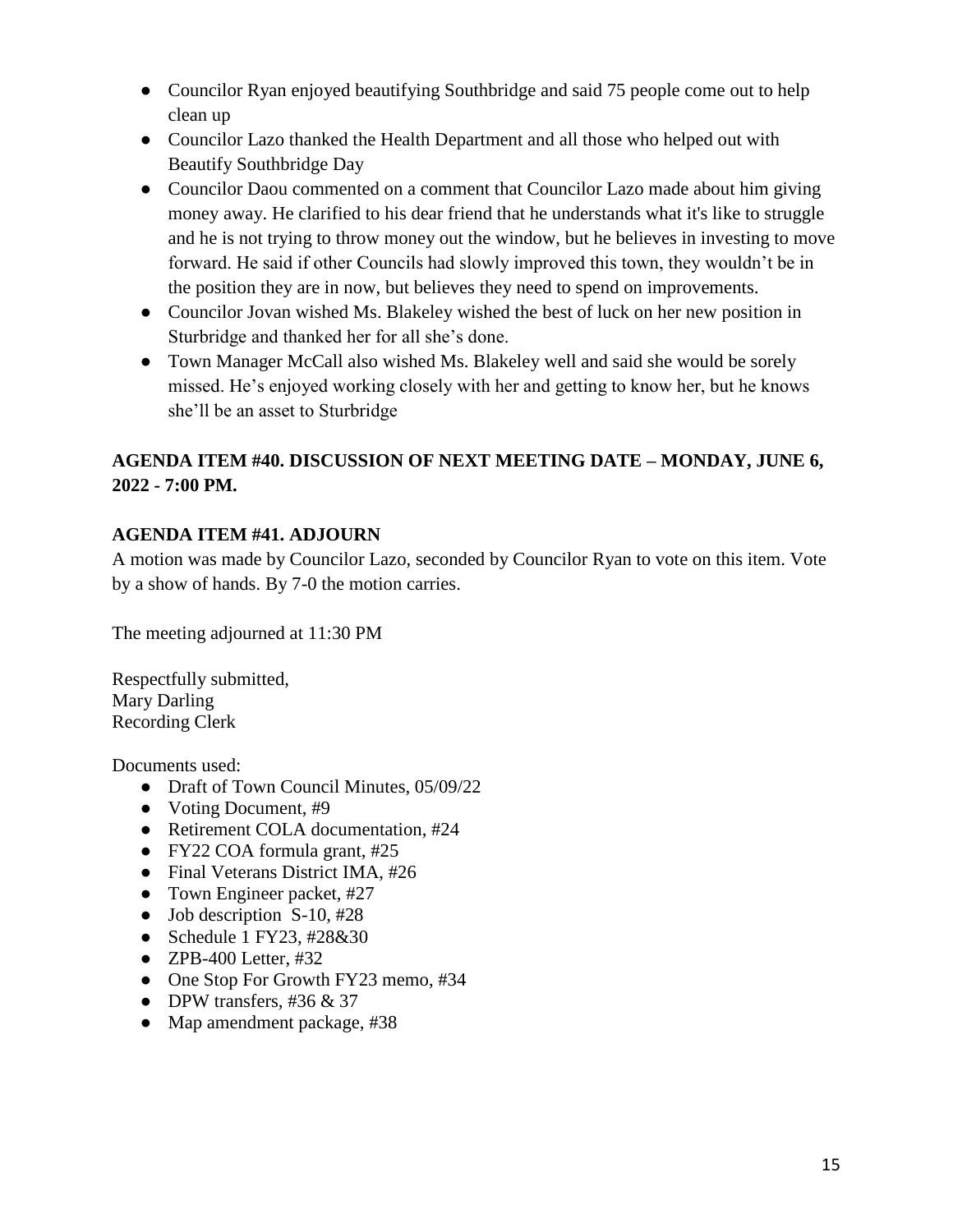- Councilor Ryan enjoyed beautifying Southbridge and said 75 people come out to help clean up
- Councilor Lazo thanked the Health Department and all those who helped out with Beautify Southbridge Day
- Councilor Daou commented on a comment that Councilor Lazo made about him giving money away. He clarified to his dear friend that he understands what it's like to struggle and he is not trying to throw money out the window, but he believes in investing to move forward. He said if other Councils had slowly improved this town, they wouldn't be in the position they are in now, but believes they need to spend on improvements.
- Councilor Jovan wished Ms. Blakeley wished the best of luck on her new position in Sturbridge and thanked her for all she's done.
- Town Manager McCall also wished Ms. Blakeley well and said she would be sorely missed. He's enjoyed working closely with her and getting to know her, but he knows she'll be an asset to Sturbridge

**AGENDA ITEM #40. DISCUSSION OF NEXT MEETING DATE – MONDAY, JUNE 6, 2022 - 7:00 PM.**

**AGENDA ITEM #41. ADJOURN**

A motion was made by Councilor Lazo, seconded by Councilor Ryan to vote on this item. Vote by a show of hands. By 7-0 the motion carries.

The meeting adjourned at 11:30 PM

Respectfully submitted,
Mary Darling
Recording Clerk

Documents used:

- Draft of Town Council Minutes, 05/09/22
- Voting Document, #9
- Retirement COLA documentation, #24
- FY22 COA formula grant, #25
- Final Veterans District IMA, #26
- Town Engineer packet, #27
- Job description S-10, #28
- Schedule 1 FY23, #28&30
- ZPB-400 Letter, #32
- One Stop For Growth FY23 memo, #34
- DPW transfers, #36 & 37
- Map amendment package, #38